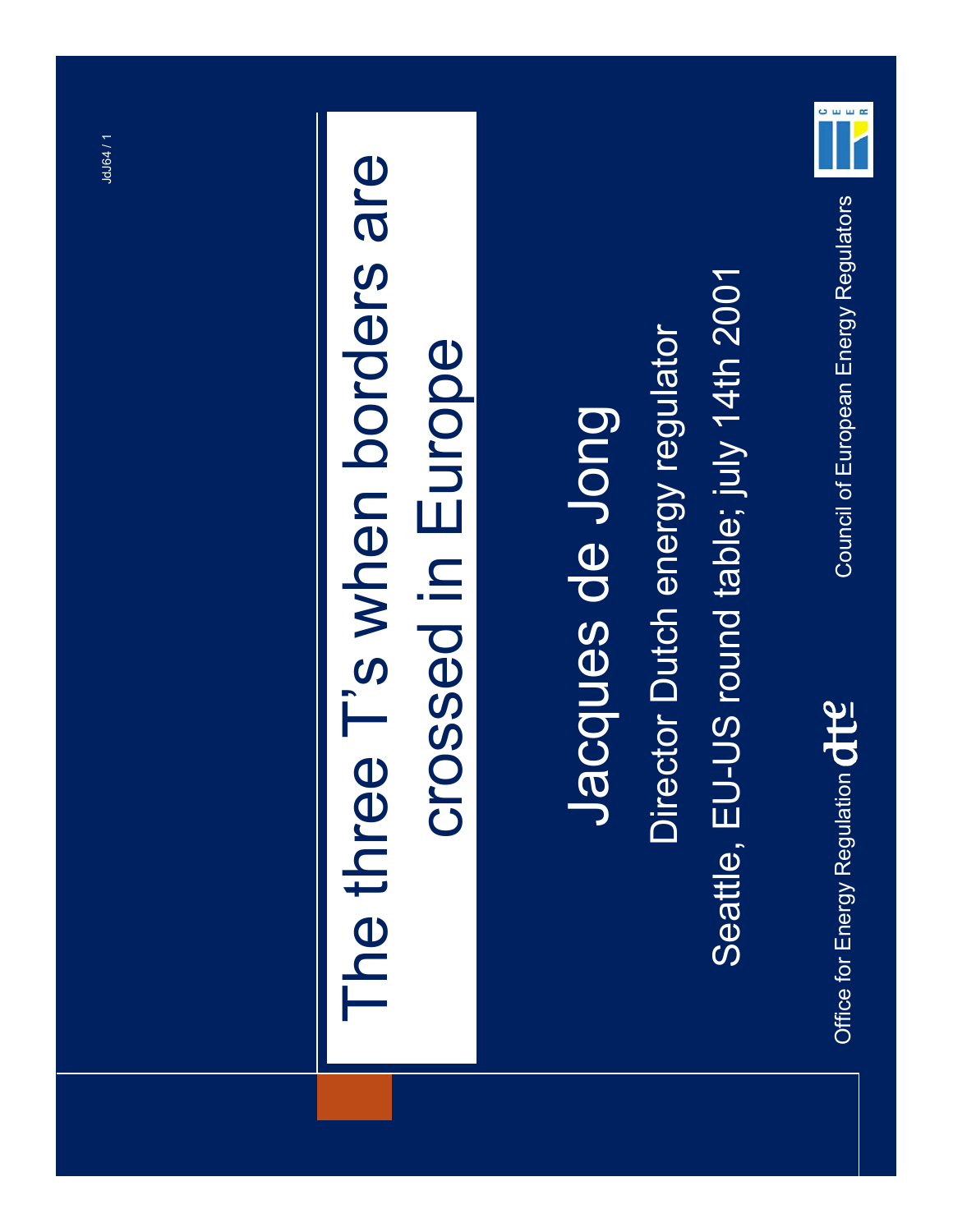# The three T's when borders are crossed in Europe

## Jacques de Jong

Director Dutch energy regulator

Seattle, EU-US round table; july 14th 2001

Office for Energy Regulation dte

Council of European Energy Regulators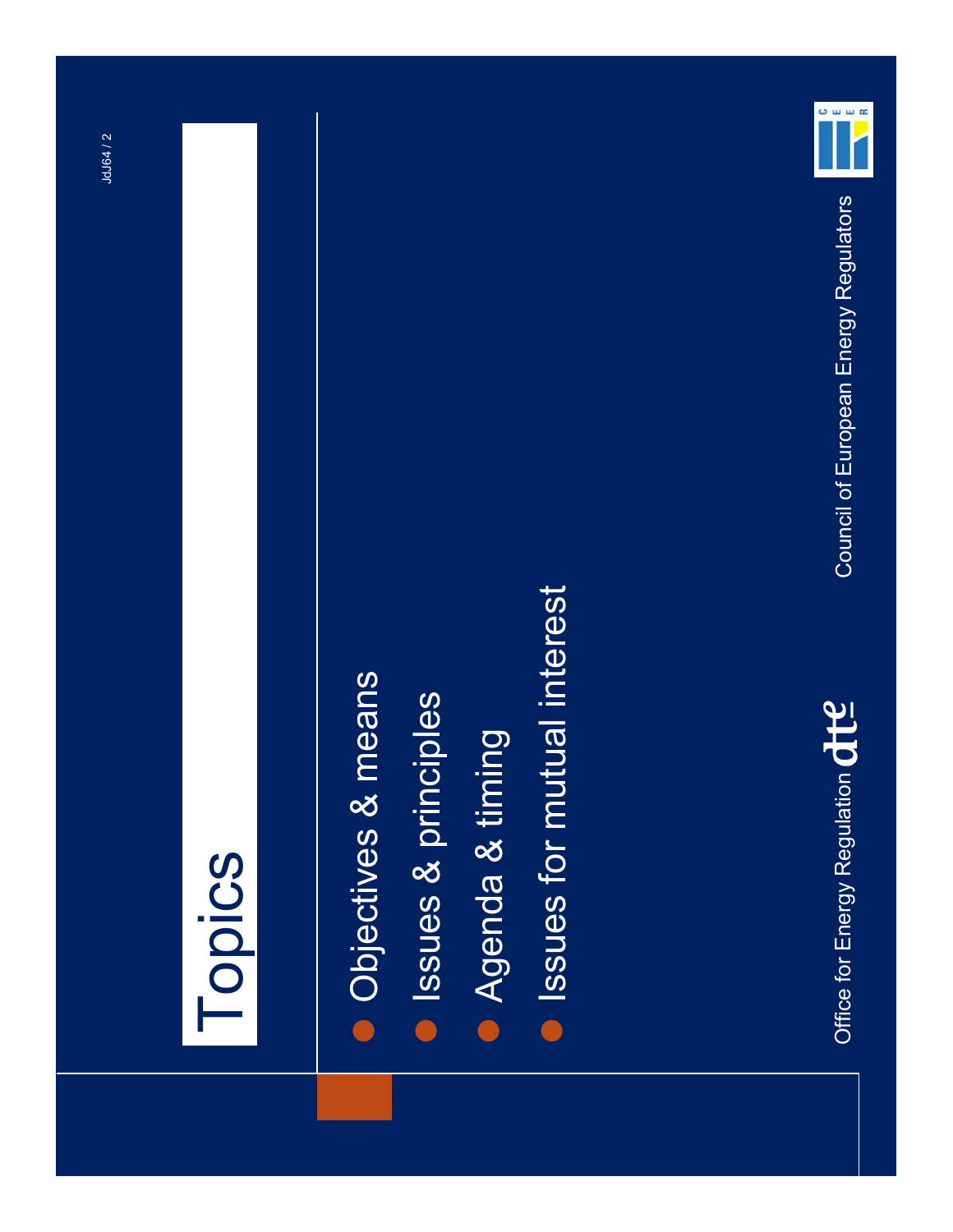# Topics

- Objectives & means
- Issues & principles
- Agenda & timing
- Issues for mutual interest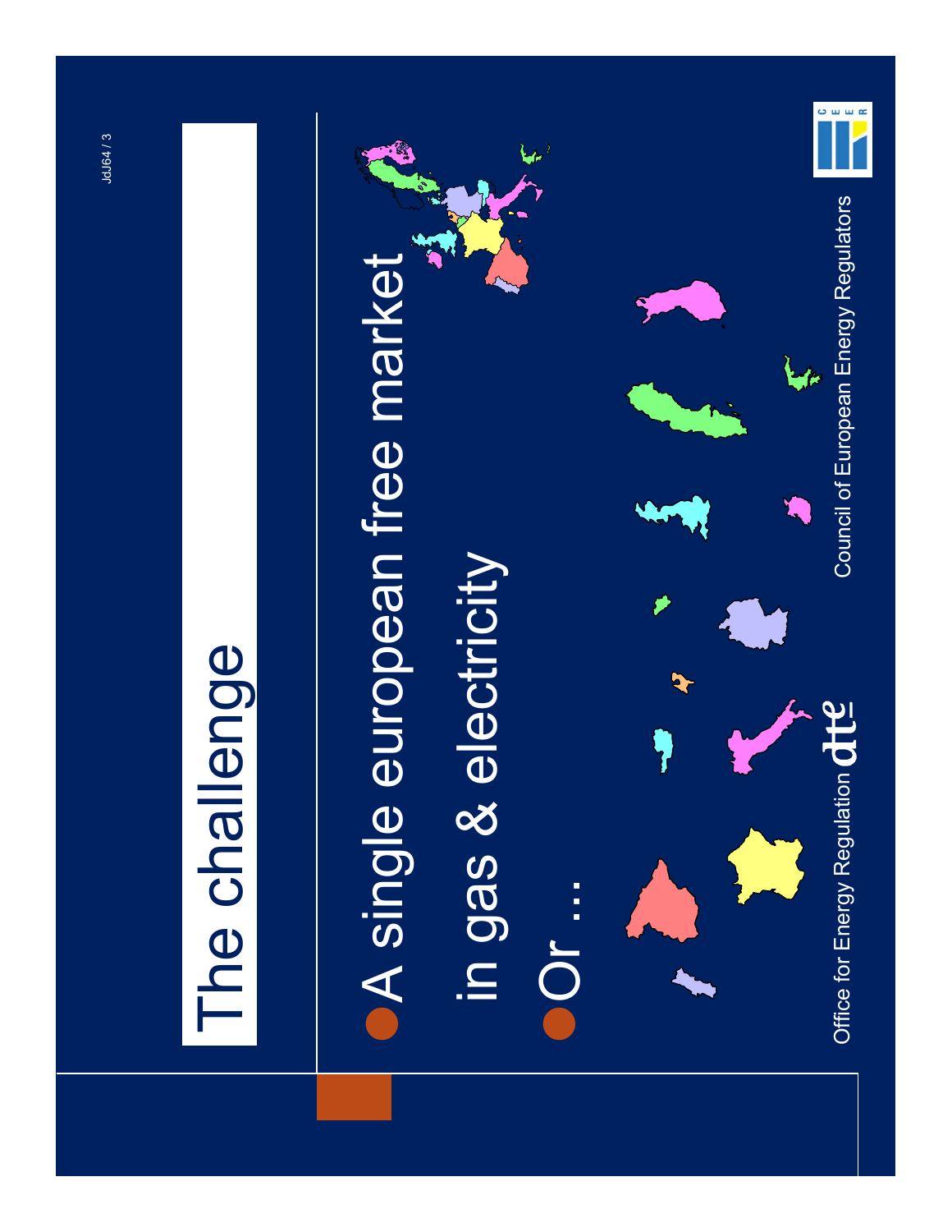# The challenge

- A single european free market in gas & electricity
- Or ...

Office for Energy Regulation dte

Council of European Energy Regulators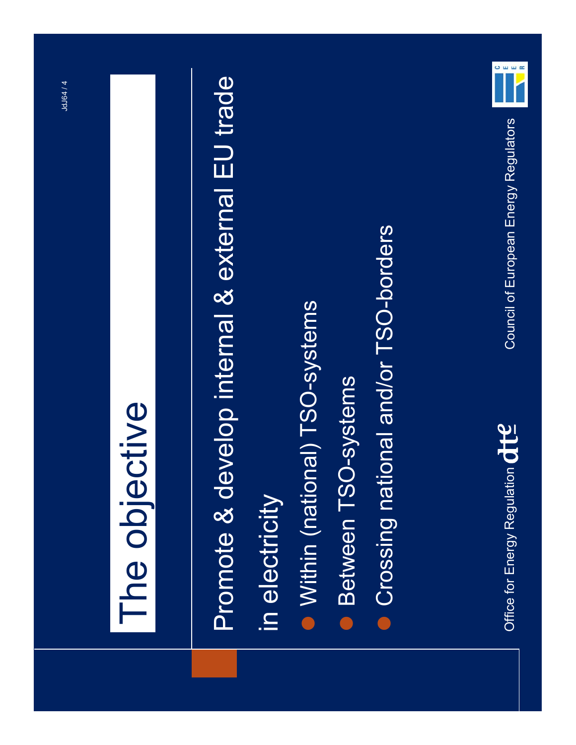# The objective

Promote & develop internal & external EU trade in electricity

- Within (national) TSO-systems
- Between TSO-systems
- Crossing national and/or TSO-borders

Office for Energy Regulation dte

Council of European Energy Regulators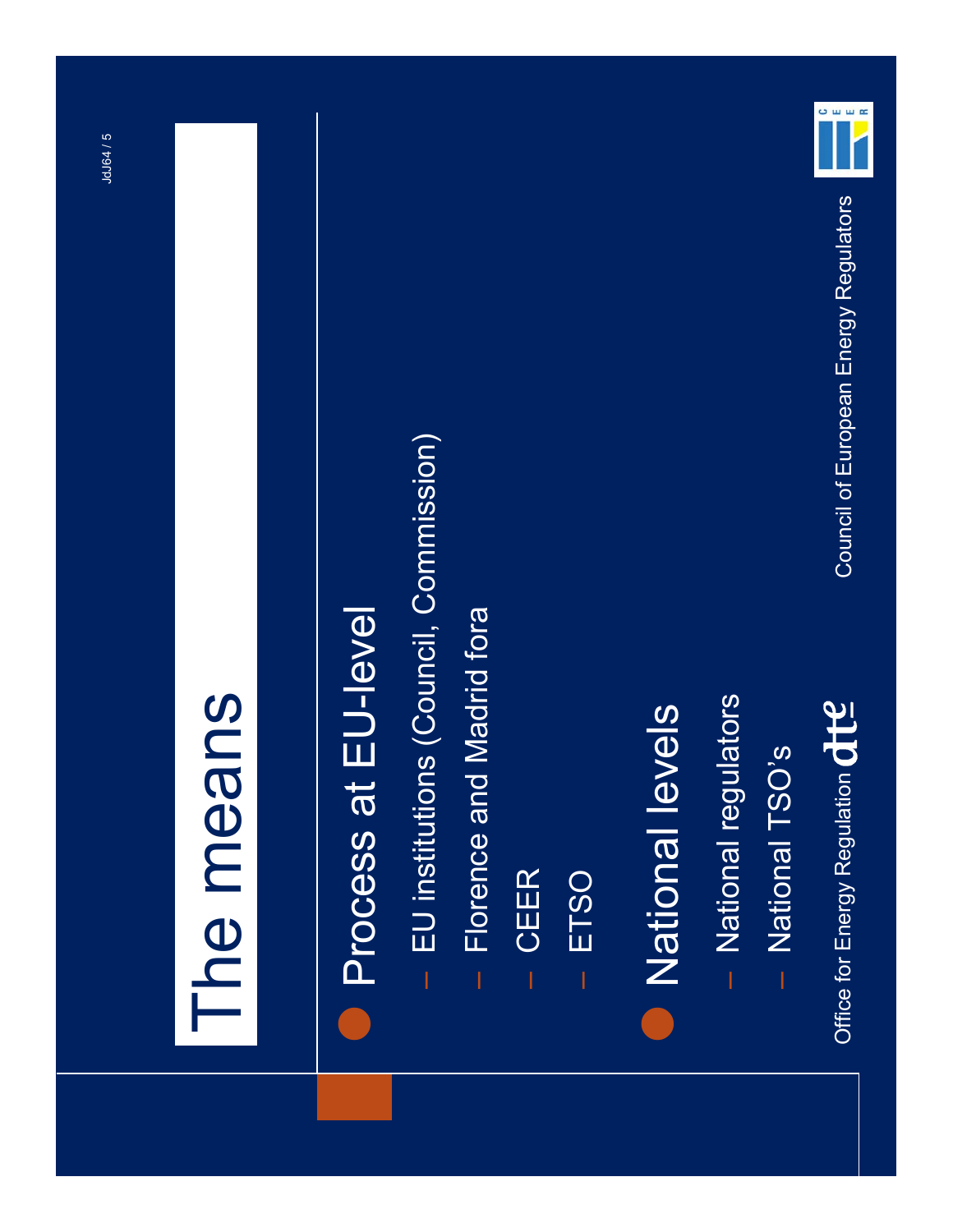# The means

- Process at EU-level
  - EU institutions (Council, Commission)
  - Florence and Madrid fora
  - CEER
  - ETSO
- National levels
  - National regulators
  - National TSO's

Office for Energy Regulation

Council of European Energy Regulators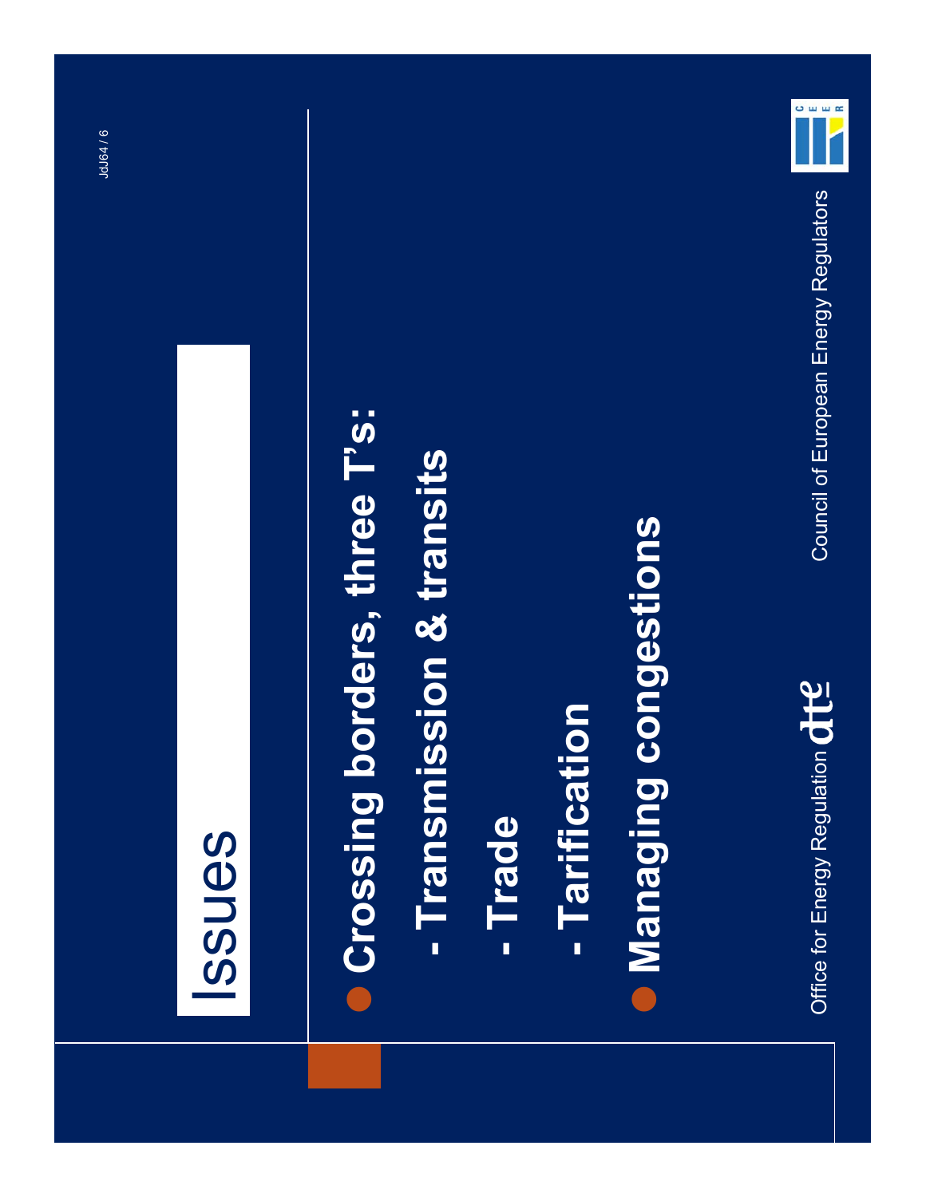# Issues

- **Crossing borders, three T's:**
  - **- Transmission & transits**
  - **- Trade**
  - **- Tarification**
- **Managing congestions**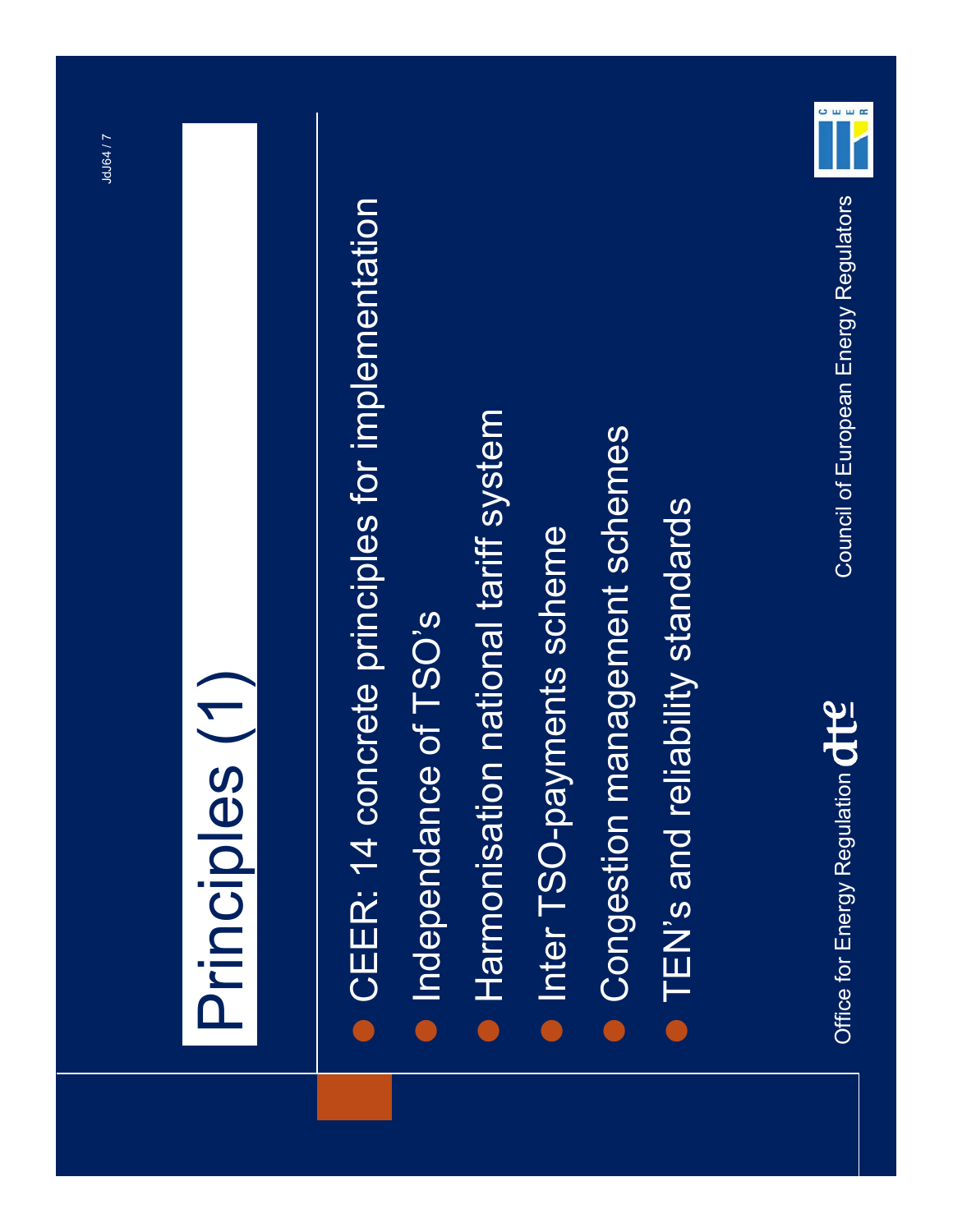# Principles (1)

- CEER: 14 concrete principles for implementation
- Independance of TSO's
- Harmonisation national tariff system
- Inter TSO-payments scheme
- Congestion management schemes
- TEN's and reliability standards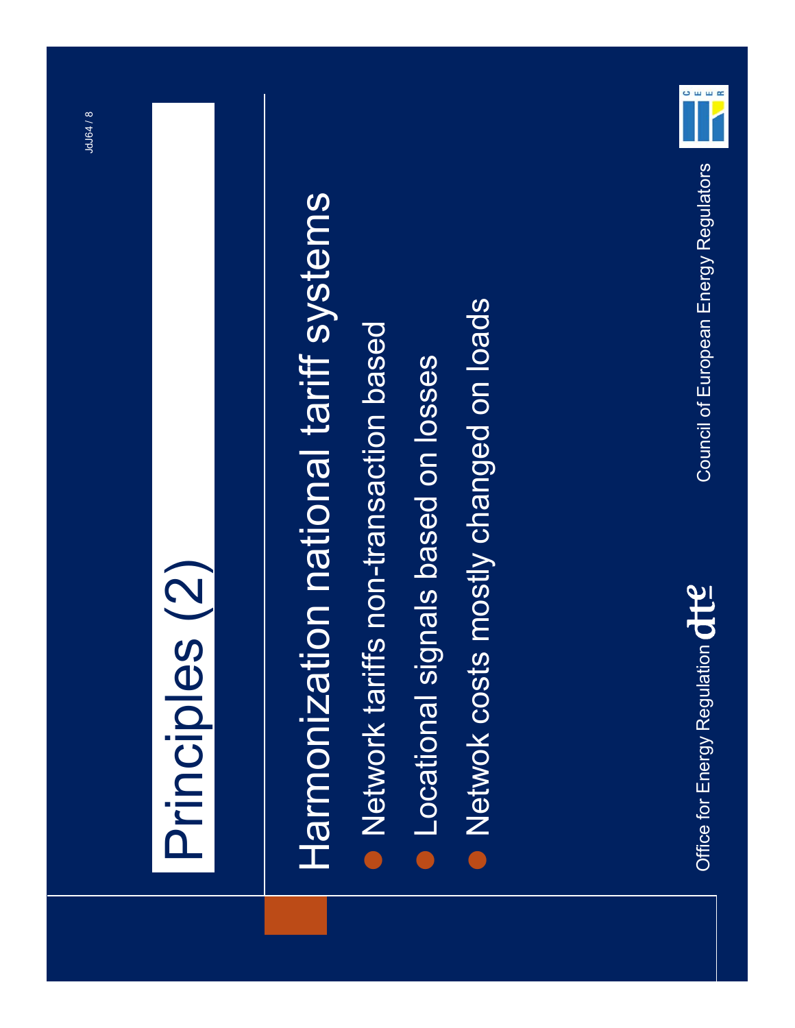# Principles (2)

## Harmonization national tariff systems

- Network tariffs non-transaction based
- Locational signals based on losses
- Netwok costs mostly changed on loads

Office for Energy Regulation dte

Council of European Energy Regulators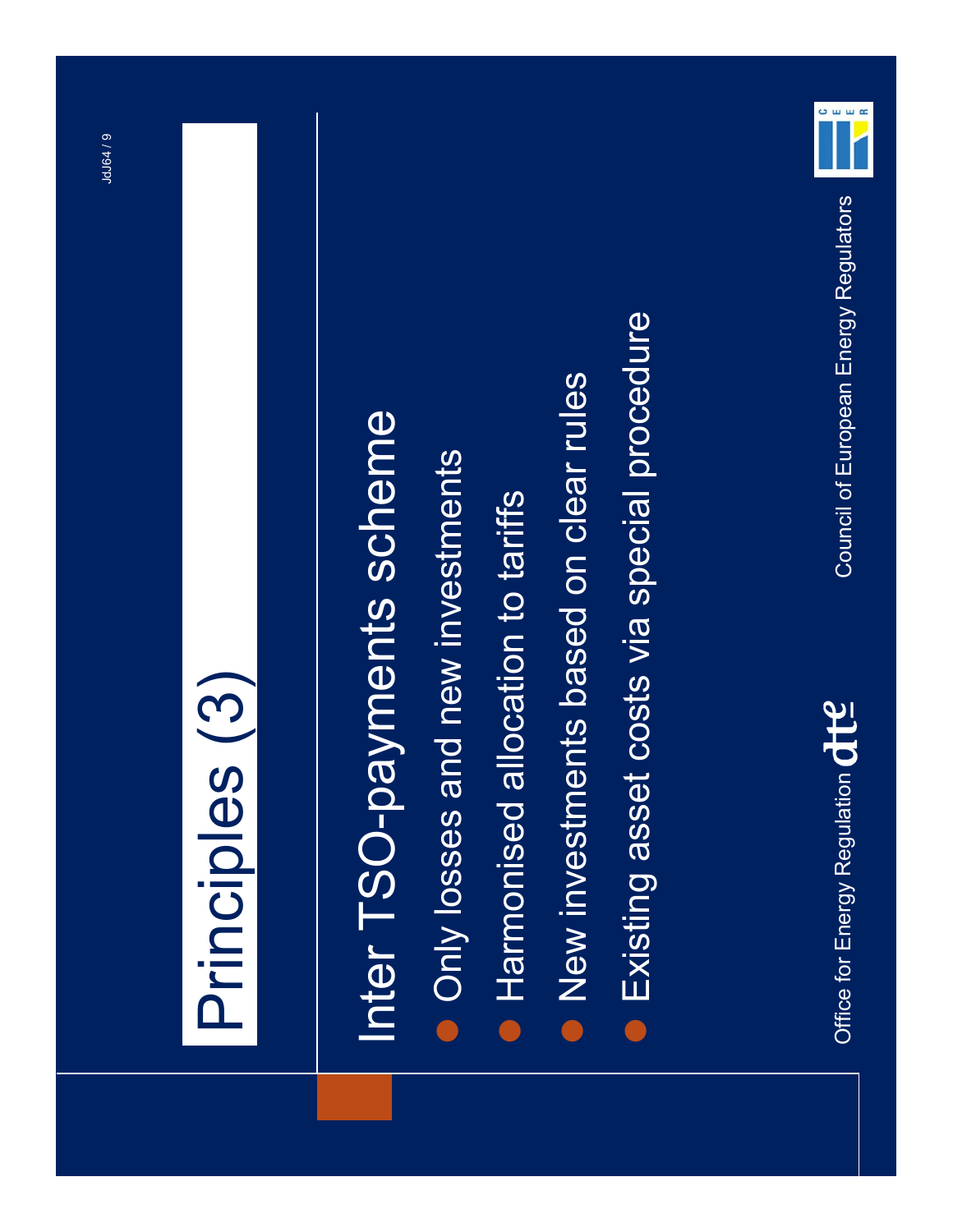# Principles (3)

Inter TSO-payments scheme

- Only losses and new investments
- Harmonised allocation to tariffs
- New investments based on clear rules
- Existing asset costs via special procedure

Office for Energy Regulation

Council of European Energy Regulators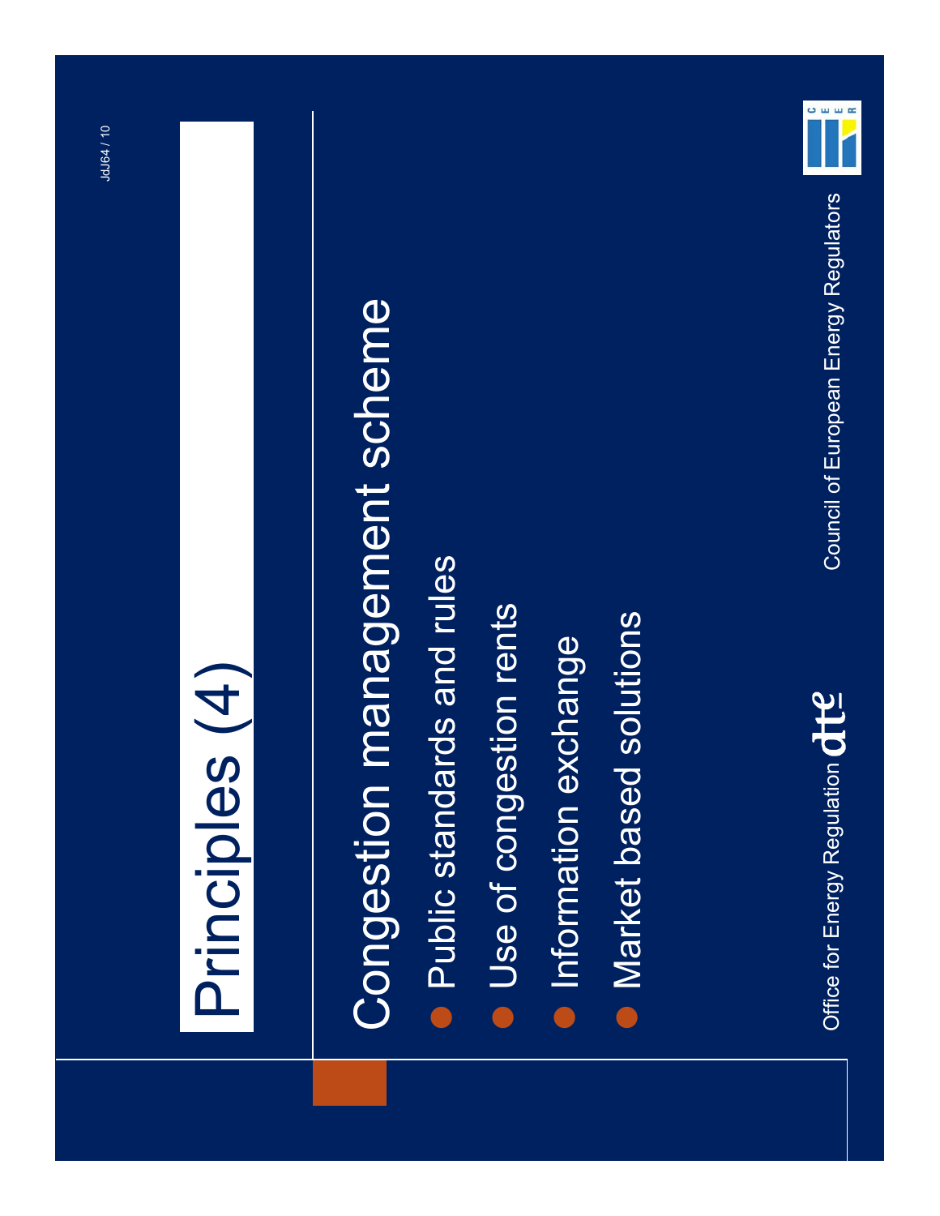# Principles (4)

## Congestion management scheme

- Public standards and rules
- Use of congestion rents
- Information exchange
- Market based solutions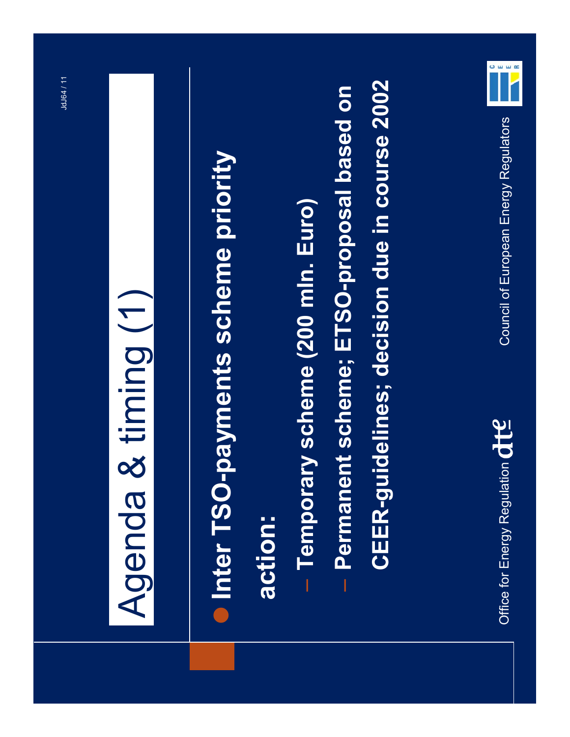# Agenda & timing (1)

- **Inter TSO-payments scheme priority action:**
  - **Temporary scheme (200 mln. Euro)**
  - **Permanent scheme; ETSO-proposal based on CEER-guidelines; decision due in course 2002**

Office for Energy Regulation

Council of European Energy Regulators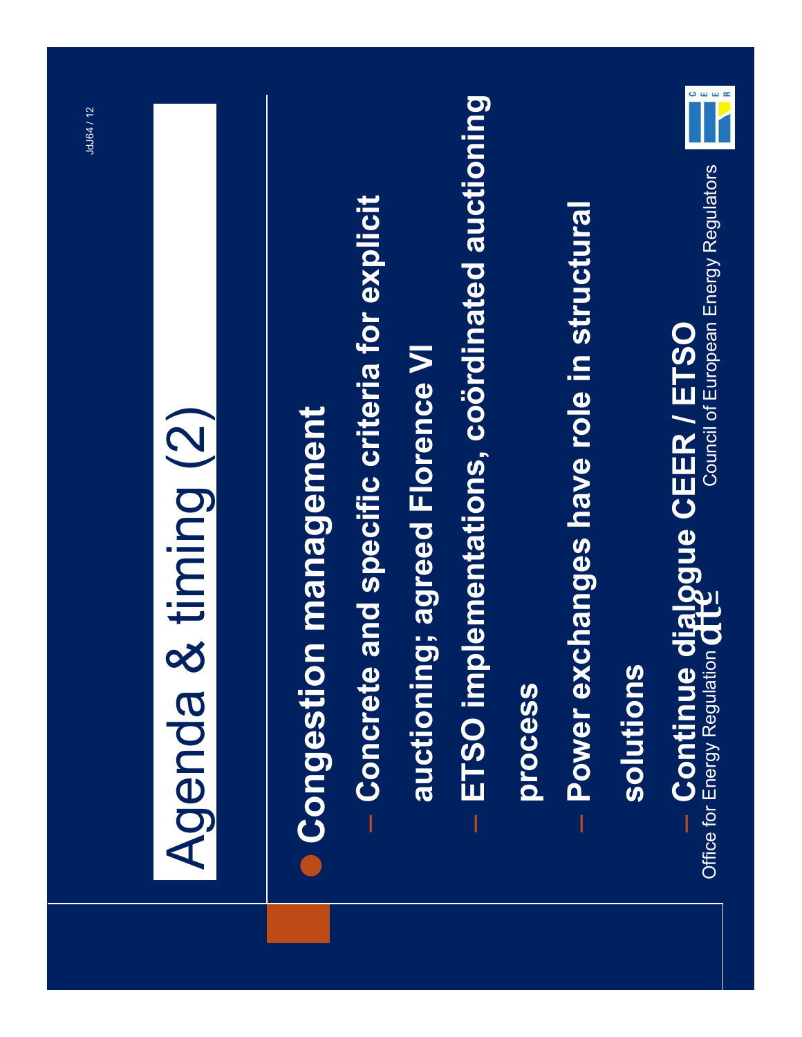# Agenda & timing (2)

- **Congestion management**
  - **Concrete and specific criteria for explicit auctioning; agreed Florence VI**
  - **ETSO implementations, coördinated auctioning process**
  - **Power exchanges have role in structural solutions**
  - **Continue dialogue CEER / ETSO**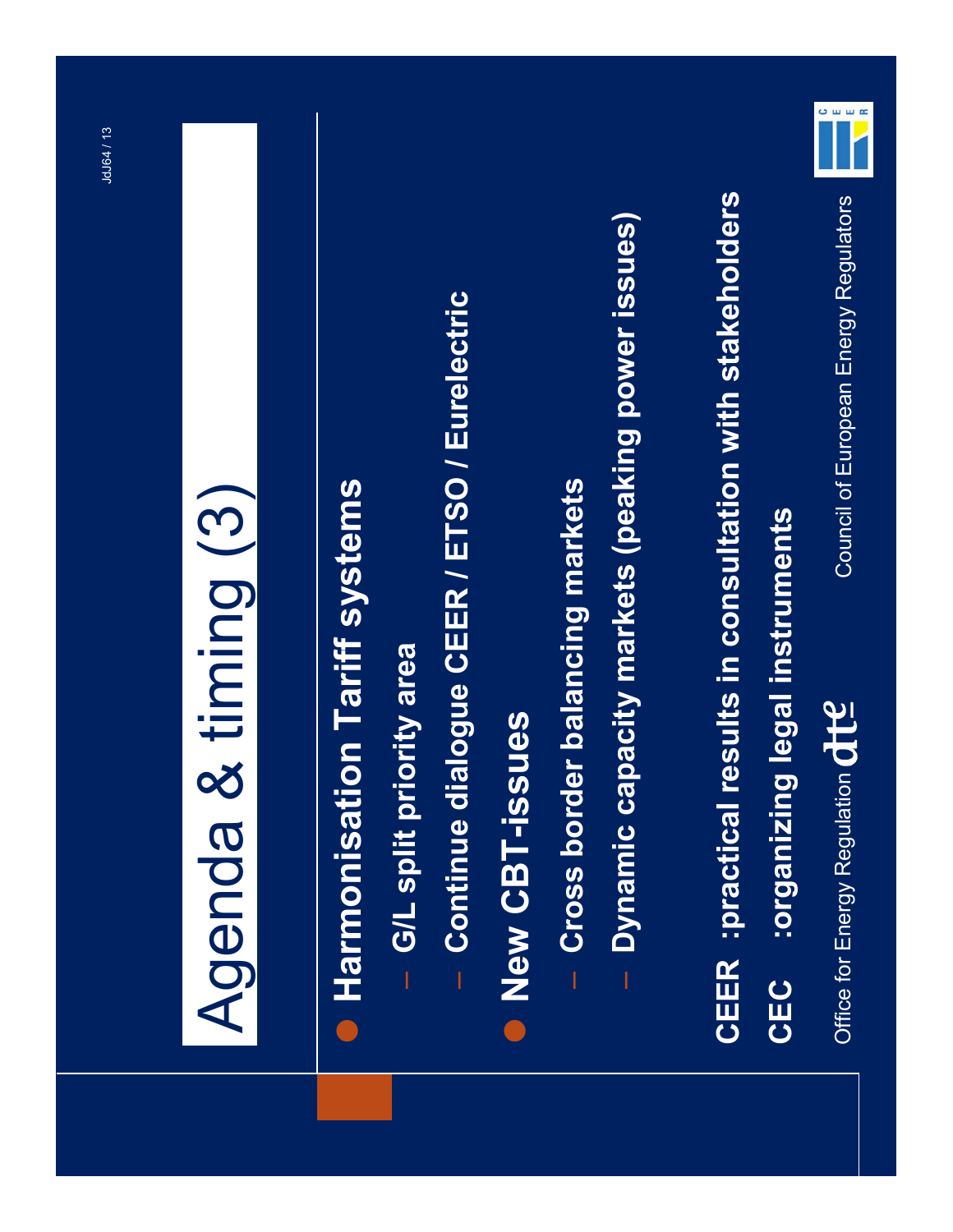# Agenda & timing (3)

- **Harmonisation Tariff systems**
  - **G/L split priority area**
  - **Continue dialogue CEER / ETSO / Eurelectric**
- **New CBT-issues**
  - **Cross border balancing markets**
  - **Dynamic capacity markets (peaking power issues)**

**CEER :practical results in consultation with stakeholders**

**CEC :organizing legal instruments**

Office for Energy Regulation dte

Council of European Energy Regulators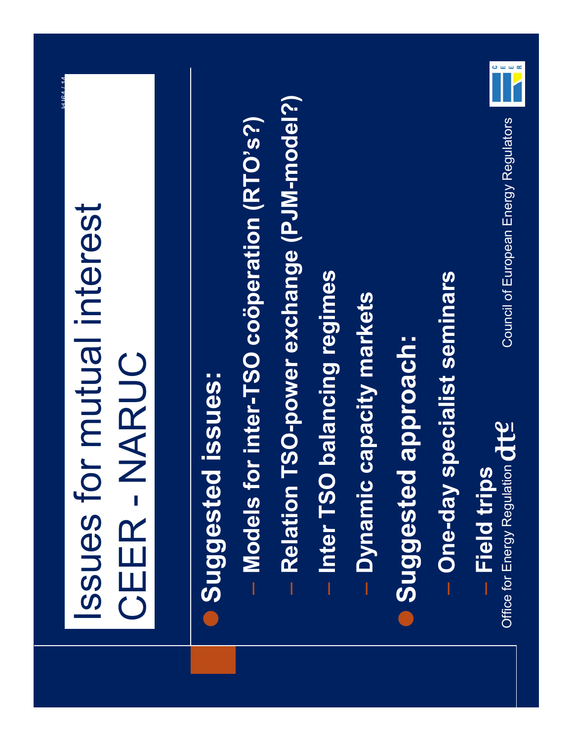# Issues for mutual interest CEER - NARUC

- **Suggested issues:**
  - **Models for inter-TSO coöperation (RTO's?)**
  - **Relation TSO-power exchange (PJM-model?)**
  - **Inter TSO balancing regimes**
  - **Dynamic capacity markets**
- **Suggested approach:**
  - **One-day specialist seminars**
  - **Field trips**

Office for Energy Regulation dte

Council of European Energy Regulators